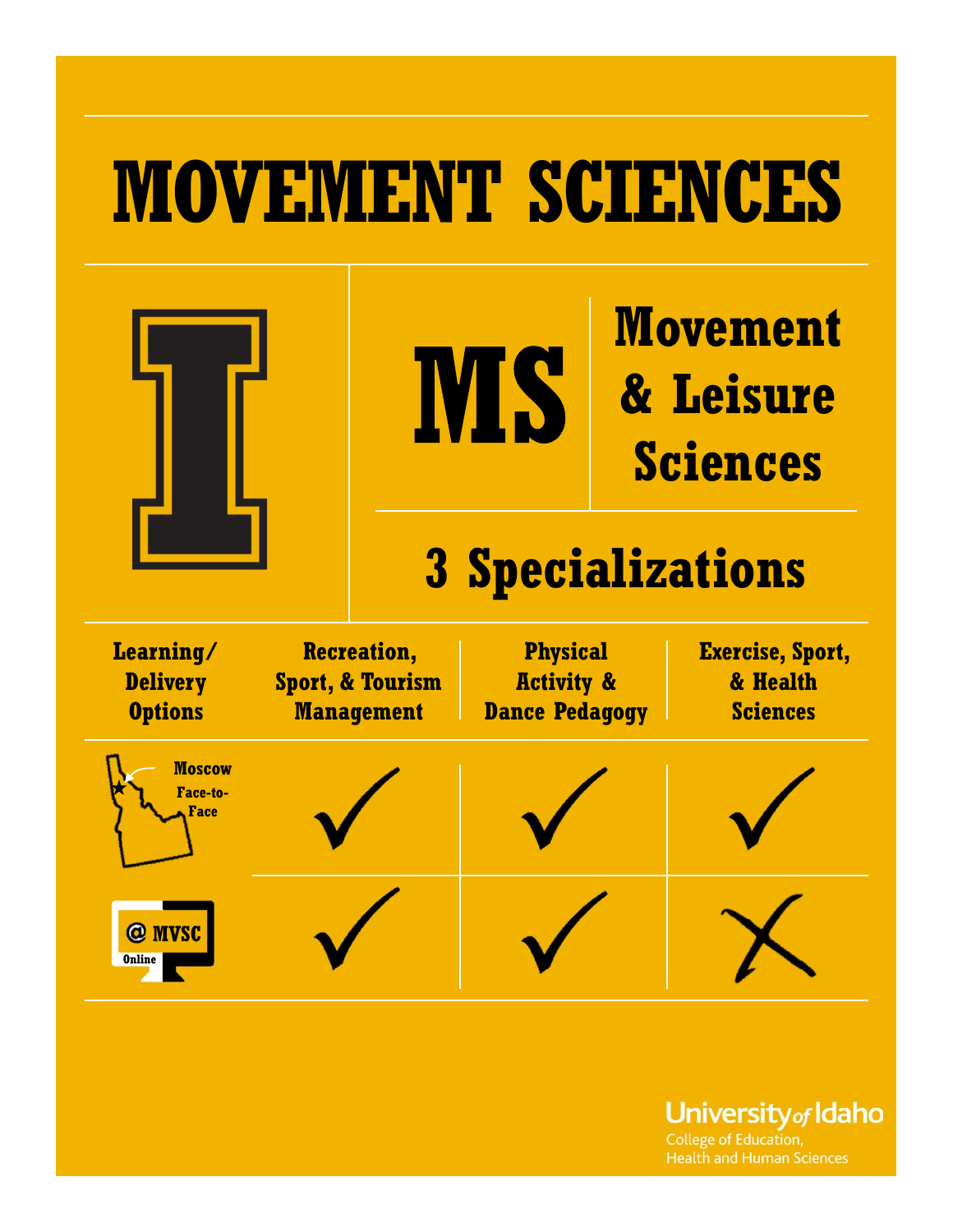# MOVEMENT SCIENCES

## MS Movement & Leisure Sciences

## 3 Specializations

| Learning/ Delivery Options | Recreation, Sport, & Tourism Management | Physical Activity & Dance Pedagogy | Exercise, Sport, & Health Sciences |
|---|---|---|---|
| Moscow Face-to-Face | ✓ | ✓ | ✓ |
| @ MVSC Online | ✓ | ✓ | ✗ |

University of Idaho
College of Education, Health and Human Sciences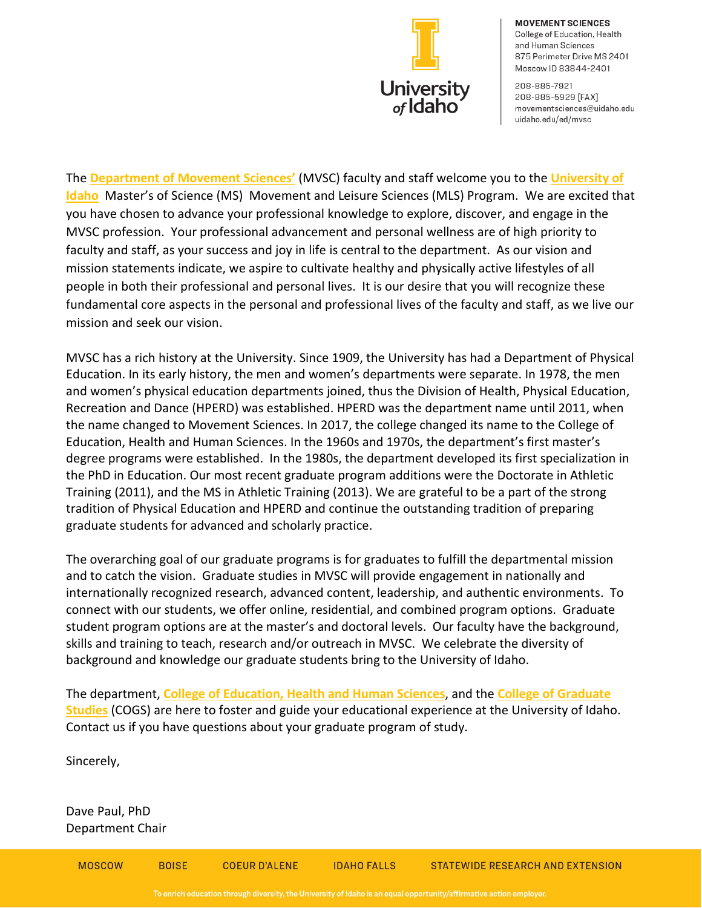**MOVEMENT SCIENCES**
College of Education, Health and Human Sciences
875 Perimeter Drive MS 2401
Moscow ID 83844-2401

208-885-7921
208-885-5929 [FAX]
movementsciences@uidaho.edu
uidaho.edu/ed/mvsc

The **Department of Movement Sciences'** (MVSC) faculty and staff welcome you to the **University of Idaho** Master's of Science (MS) Movement and Leisure Sciences (MLS) Program. We are excited that you have chosen to advance your professional knowledge to explore, discover, and engage in the MVSC profession. Your professional advancement and personal wellness are of high priority to faculty and staff, as your success and joy in life is central to the department. As our vision and mission statements indicate, we aspire to cultivate healthy and physically active lifestyles of all people in both their professional and personal lives. It is our desire that you will recognize these fundamental core aspects in the personal and professional lives of the faculty and staff, as we live our mission and seek our vision.

MVSC has a rich history at the University. Since 1909, the University has had a Department of Physical Education. In its early history, the men and women's departments were separate. In 1978, the men and women's physical education departments joined, thus the Division of Health, Physical Education, Recreation and Dance (HPERD) was established. HPERD was the department name until 2011, when the name changed to Movement Sciences. In 2017, the college changed its name to the College of Education, Health and Human Sciences. In the 1960s and 1970s, the department's first master's degree programs were established. In the 1980s, the department developed its first specialization in the PhD in Education. Our most recent graduate program additions were the Doctorate in Athletic Training (2011), and the MS in Athletic Training (2013). We are grateful to be a part of the strong tradition of Physical Education and HPERD and continue the outstanding tradition of preparing graduate students for advanced and scholarly practice.

The overarching goal of our graduate programs is for graduates to fulfill the departmental mission and to catch the vision. Graduate studies in MVSC will provide engagement in nationally and internationally recognized research, advanced content, leadership, and authentic environments. To connect with our students, we offer online, residential, and combined program options. Graduate student program options are at the master's and doctoral levels. Our faculty have the background, skills and training to teach, research and/or outreach in MVSC. We celebrate the diversity of background and knowledge our graduate students bring to the University of Idaho.

The department, **College of Education, Health and Human Sciences**, and the **College of Graduate Studies** (COGS) are here to foster and guide your educational experience at the University of Idaho. Contact us if you have questions about your graduate program of study.

Sincerely,

Dave Paul, PhD
Department Chair

MOSCOW | BOISE | COEUR D'ALENE | IDAHO FALLS | STATEWIDE RESEARCH AND EXTENSION

To enrich education through diversity, the University of Idaho is an equal opportunity/affirmative action employer.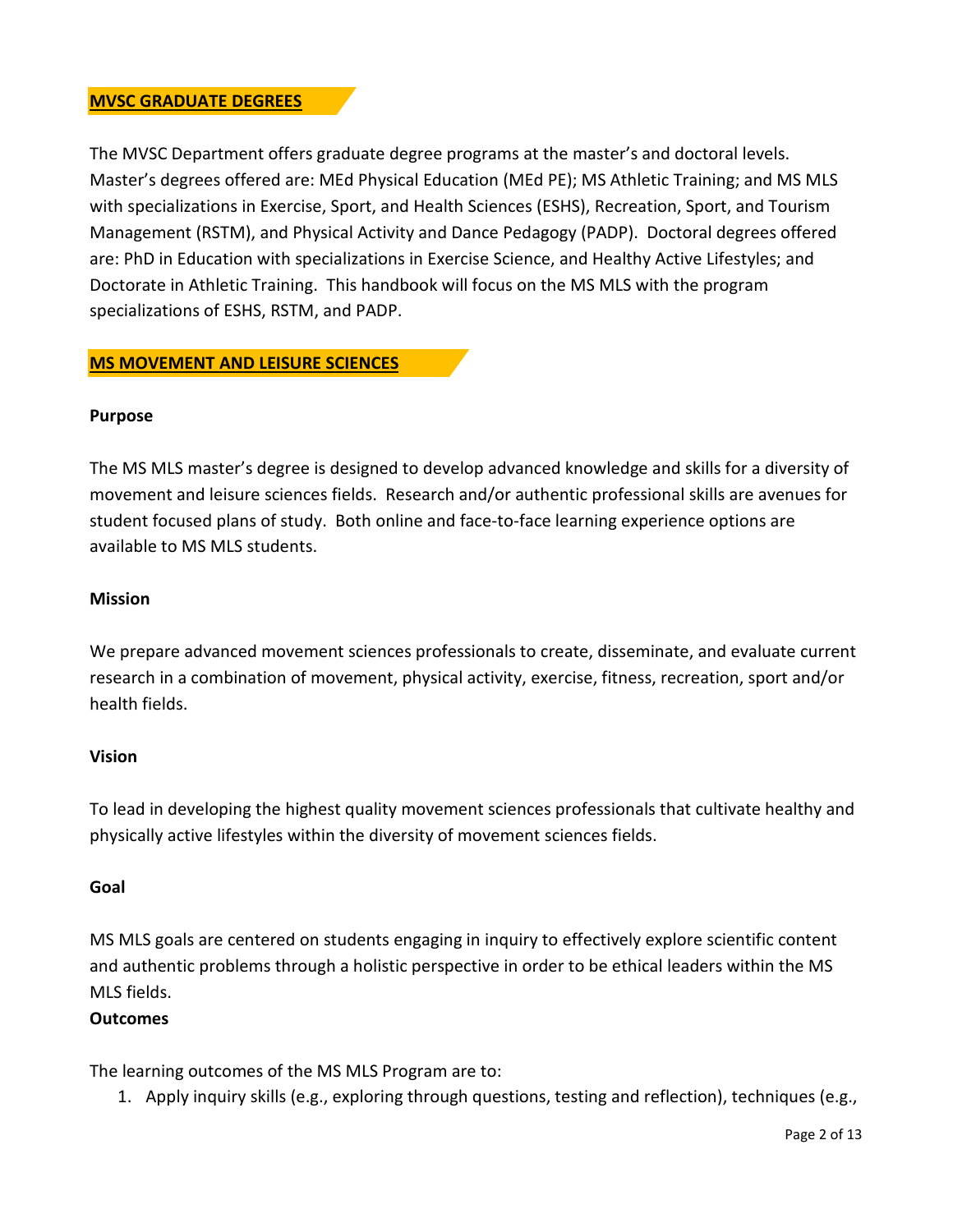## MVSC GRADUATE DEGREES

The MVSC Department offers graduate degree programs at the master's and doctoral levels. Master's degrees offered are: MEd Physical Education (MEd PE); MS Athletic Training; and MS MLS with specializations in Exercise, Sport, and Health Sciences (ESHS), Recreation, Sport, and Tourism Management (RSTM), and Physical Activity and Dance Pedagogy (PADP). Doctoral degrees offered are: PhD in Education with specializations in Exercise Science, and Healthy Active Lifestyles; and Doctorate in Athletic Training. This handbook will focus on the MS MLS with the program specializations of ESHS, RSTM, and PADP.

## MS MOVEMENT AND LEISURE SCIENCES

### Purpose

The MS MLS master's degree is designed to develop advanced knowledge and skills for a diversity of movement and leisure sciences fields. Research and/or authentic professional skills are avenues for student focused plans of study. Both online and face-to-face learning experience options are available to MS MLS students.

### Mission

We prepare advanced movement sciences professionals to create, disseminate, and evaluate current research in a combination of movement, physical activity, exercise, fitness, recreation, sport and/or health fields.

### Vision

To lead in developing the highest quality movement sciences professionals that cultivate healthy and physically active lifestyles within the diversity of movement sciences fields.

### Goal

MS MLS goals are centered on students engaging in inquiry to effectively explore scientific content and authentic problems through a holistic perspective in order to be ethical leaders within the MS MLS fields.

### Outcomes

The learning outcomes of the MS MLS Program are to:

1. Apply inquiry skills (e.g., exploring through questions, testing and reflection), techniques (e.g.,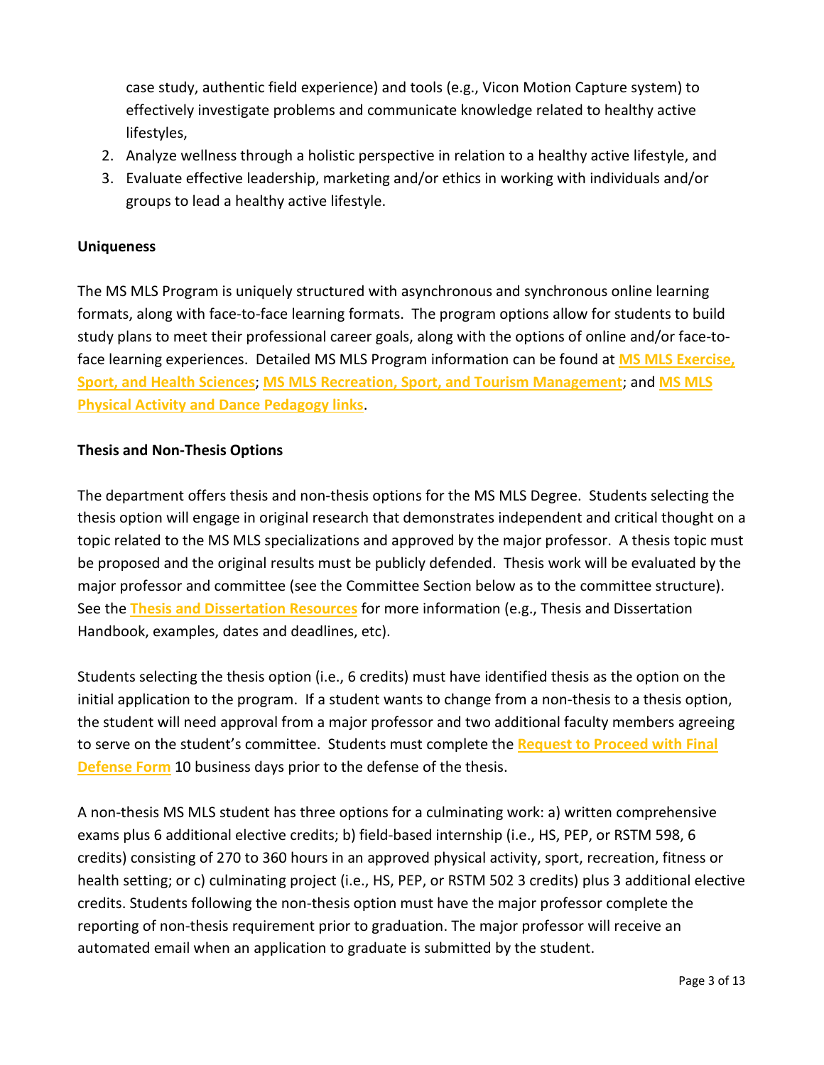case study, authentic field experience) and tools (e.g., Vicon Motion Capture system) to effectively investigate problems and communicate knowledge related to healthy active lifestyles,

2. Analyze wellness through a holistic perspective in relation to a healthy active lifestyle, and
3. Evaluate effective leadership, marketing and/or ethics in working with individuals and/or groups to lead a healthy active lifestyle.

**Uniqueness**

The MS MLS Program is uniquely structured with asynchronous and synchronous online learning formats, along with face-to-face learning formats. The program options allow for students to build study plans to meet their professional career goals, along with the options of online and/or face-to-face learning experiences. Detailed MS MLS Program information can be found at **MS MLS Exercise, Sport, and Health Sciences**; **MS MLS Recreation, Sport, and Tourism Management**; and **MS MLS Physical Activity and Dance Pedagogy links**.

**Thesis and Non-Thesis Options**

The department offers thesis and non-thesis options for the MS MLS Degree. Students selecting the thesis option will engage in original research that demonstrates independent and critical thought on a topic related to the MS MLS specializations and approved by the major professor. A thesis topic must be proposed and the original results must be publicly defended. Thesis work will be evaluated by the major professor and committee (see the Committee Section below as to the committee structure). See the **Thesis and Dissertation Resources** for more information (e.g., Thesis and Dissertation Handbook, examples, dates and deadlines, etc).

Students selecting the thesis option (i.e., 6 credits) must have identified thesis as the option on the initial application to the program. If a student wants to change from a non-thesis to a thesis option, the student will need approval from a major professor and two additional faculty members agreeing to serve on the student's committee. Students must complete the **Request to Proceed with Final Defense Form** 10 business days prior to the defense of the thesis.

A non-thesis MS MLS student has three options for a culminating work: a) written comprehensive exams plus 6 additional elective credits; b) field-based internship (i.e., HS, PEP, or RSTM 598, 6 credits) consisting of 270 to 360 hours in an approved physical activity, sport, recreation, fitness or health setting; or c) culminating project (i.e., HS, PEP, or RSTM 502 3 credits) plus 3 additional elective credits. Students following the non-thesis option must have the major professor complete the reporting of non-thesis requirement prior to graduation. The major professor will receive an automated email when an application to graduate is submitted by the student.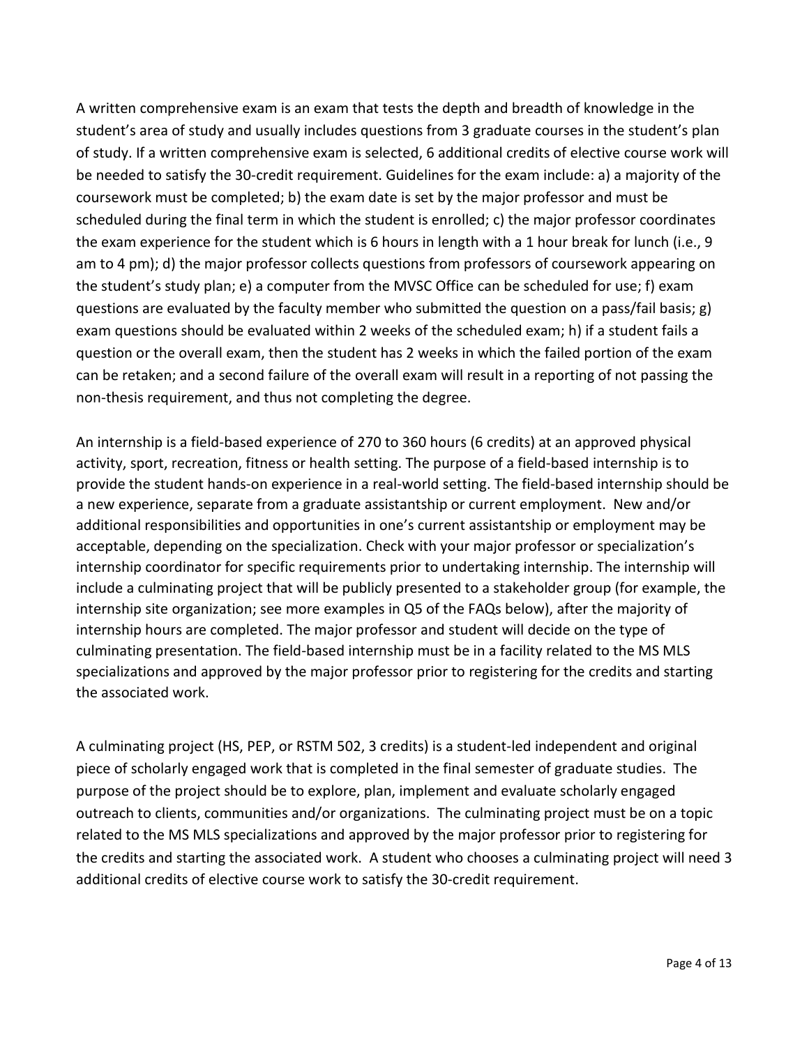A written comprehensive exam is an exam that tests the depth and breadth of knowledge in the student's area of study and usually includes questions from 3 graduate courses in the student's plan of study. If a written comprehensive exam is selected, 6 additional credits of elective course work will be needed to satisfy the 30-credit requirement. Guidelines for the exam include: a) a majority of the coursework must be completed; b) the exam date is set by the major professor and must be scheduled during the final term in which the student is enrolled; c) the major professor coordinates the exam experience for the student which is 6 hours in length with a 1 hour break for lunch (i.e., 9 am to 4 pm); d) the major professor collects questions from professors of coursework appearing on the student's study plan; e) a computer from the MVSC Office can be scheduled for use; f) exam questions are evaluated by the faculty member who submitted the question on a pass/fail basis; g) exam questions should be evaluated within 2 weeks of the scheduled exam; h) if a student fails a question or the overall exam, then the student has 2 weeks in which the failed portion of the exam can be retaken; and a second failure of the overall exam will result in a reporting of not passing the non-thesis requirement, and thus not completing the degree.

An internship is a field-based experience of 270 to 360 hours (6 credits) at an approved physical activity, sport, recreation, fitness or health setting. The purpose of a field-based internship is to provide the student hands-on experience in a real-world setting. The field-based internship should be a new experience, separate from a graduate assistantship or current employment. New and/or additional responsibilities and opportunities in one's current assistantship or employment may be acceptable, depending on the specialization. Check with your major professor or specialization's internship coordinator for specific requirements prior to undertaking internship. The internship will include a culminating project that will be publicly presented to a stakeholder group (for example, the internship site organization; see more examples in Q5 of the FAQs below), after the majority of internship hours are completed. The major professor and student will decide on the type of culminating presentation. The field-based internship must be in a facility related to the MS MLS specializations and approved by the major professor prior to registering for the credits and starting the associated work.

A culminating project (HS, PEP, or RSTM 502, 3 credits) is a student-led independent and original piece of scholarly engaged work that is completed in the final semester of graduate studies. The purpose of the project should be to explore, plan, implement and evaluate scholarly engaged outreach to clients, communities and/or organizations. The culminating project must be on a topic related to the MS MLS specializations and approved by the major professor prior to registering for the credits and starting the associated work. A student who chooses a culminating project will need 3 additional credits of elective course work to satisfy the 30-credit requirement.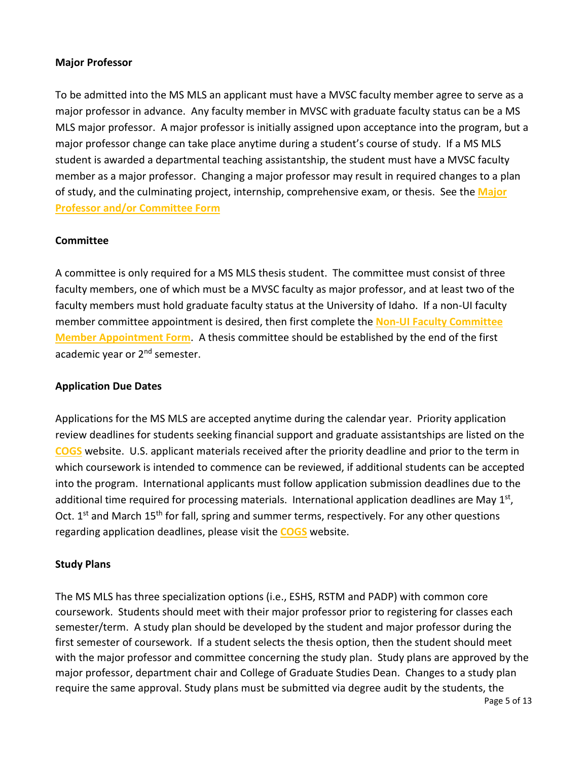### Major Professor

To be admitted into the MS MLS an applicant must have a MVSC faculty member agree to serve as a major professor in advance. Any faculty member in MVSC with graduate faculty status can be a MS MLS major professor. A major professor is initially assigned upon acceptance into the program, but a major professor change can take place anytime during a student's course of study. If a MS MLS student is awarded a departmental teaching assistantship, the student must have a MVSC faculty member as a major professor. Changing a major professor may result in required changes to a plan of study, and the culminating project, internship, comprehensive exam, or thesis. See the **Major Professor and/or Committee Form**

### Committee

A committee is only required for a MS MLS thesis student. The committee must consist of three faculty members, one of which must be a MVSC faculty as major professor, and at least two of the faculty members must hold graduate faculty status at the University of Idaho. If a non-UI faculty member committee appointment is desired, then first complete the **Non-UI Faculty Committee Member Appointment Form**. A thesis committee should be established by the end of the first academic year or 2nd semester.

### Application Due Dates

Applications for the MS MLS are accepted anytime during the calendar year. Priority application review deadlines for students seeking financial support and graduate assistantships are listed on the **COGS** website. U.S. applicant materials received after the priority deadline and prior to the term in which coursework is intended to commence can be reviewed, if additional students can be accepted into the program. International applicants must follow application submission deadlines due to the additional time required for processing materials. International application deadlines are May 1st, Oct. 1st and March 15th for fall, spring and summer terms, respectively. For any other questions regarding application deadlines, please visit the **COGS** website.

### Study Plans

The MS MLS has three specialization options (i.e., ESHS, RSTM and PADP) with common core coursework. Students should meet with their major professor prior to registering for classes each semester/term. A study plan should be developed by the student and major professor during the first semester of coursework. If a student selects the thesis option, then the student should meet with the major professor and committee concerning the study plan. Study plans are approved by the major professor, department chair and College of Graduate Studies Dean. Changes to a study plan require the same approval. Study plans must be submitted via degree audit by the students, the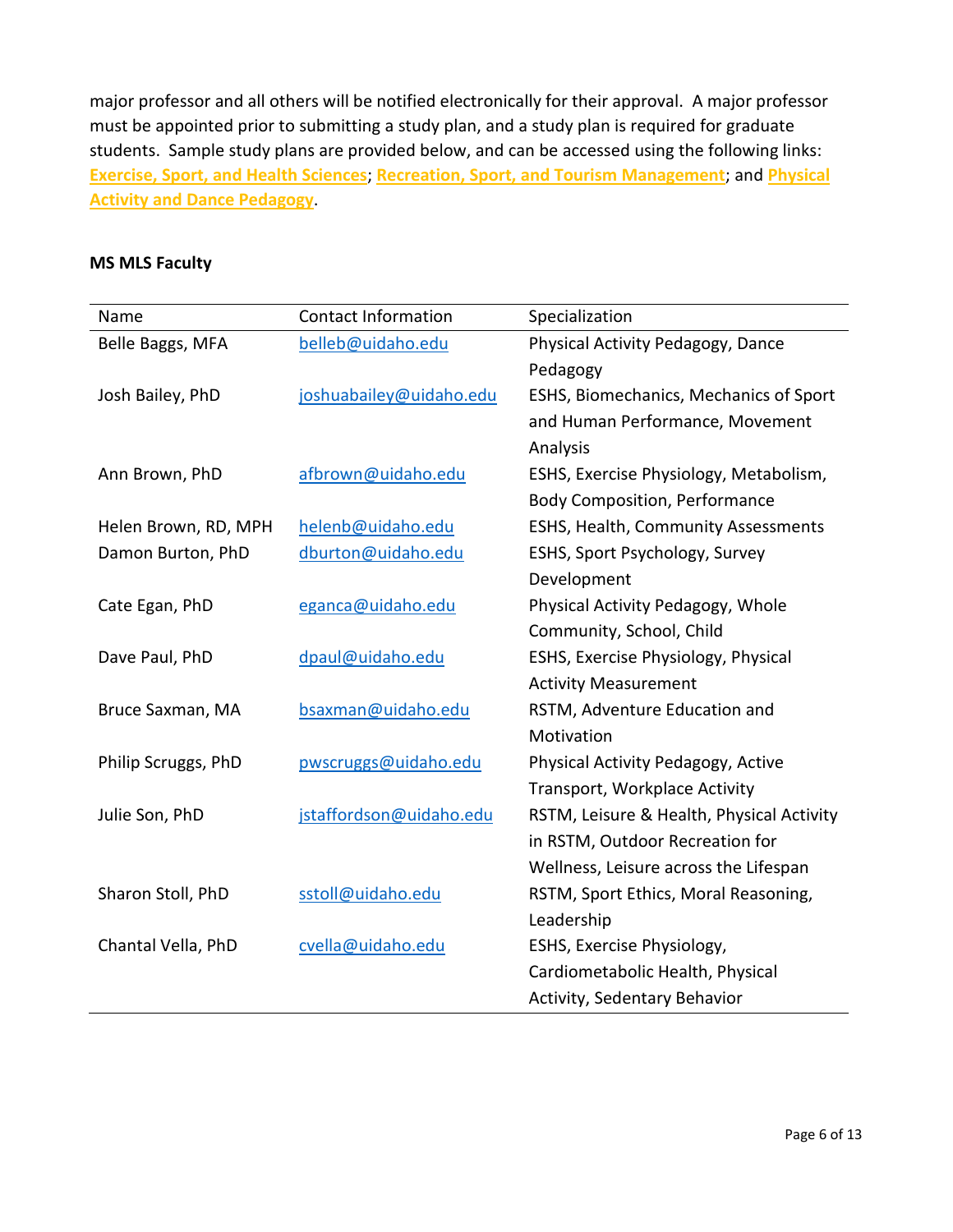major professor and all others will be notified electronically for their approval. A major professor must be appointed prior to submitting a study plan, and a study plan is required for graduate students. Sample study plans are provided below, and can be accessed using the following links: **Exercise, Sport, and Health Sciences**; **Recreation, Sport, and Tourism Management**; and **Physical Activity and Dance Pedagogy**.

**MS MLS Faculty**

| Name | Contact Information | Specialization |
|---|---|---|
| Belle Baggs, MFA | belleb@uidaho.edu | Physical Activity Pedagogy, Dance Pedagogy |
| Josh Bailey, PhD | joshuabailey@uidaho.edu | ESHS, Biomechanics, Mechanics of Sport and Human Performance, Movement Analysis |
| Ann Brown, PhD | afbrown@uidaho.edu | ESHS, Exercise Physiology, Metabolism, Body Composition, Performance |
| Helen Brown, RD, MPH | helenb@uidaho.edu | ESHS, Health, Community Assessments |
| Damon Burton, PhD | dburton@uidaho.edu | ESHS, Sport Psychology, Survey Development |
| Cate Egan, PhD | eganca@uidaho.edu | Physical Activity Pedagogy, Whole Community, School, Child |
| Dave Paul, PhD | dpaul@uidaho.edu | ESHS, Exercise Physiology, Physical Activity Measurement |
| Bruce Saxman, MA | bsaxman@uidaho.edu | RSTM, Adventure Education and Motivation |
| Philip Scruggs, PhD | pwscruggs@uidaho.edu | Physical Activity Pedagogy, Active Transport, Workplace Activity |
| Julie Son, PhD | jstaffordson@uidaho.edu | RSTM, Leisure & Health, Physical Activity in RSTM, Outdoor Recreation for Wellness, Leisure across the Lifespan |
| Sharon Stoll, PhD | sstoll@uidaho.edu | RSTM, Sport Ethics, Moral Reasoning, Leadership |
| Chantal Vella, PhD | cvella@uidaho.edu | ESHS, Exercise Physiology, Cardiometabolic Health, Physical Activity, Sedentary Behavior |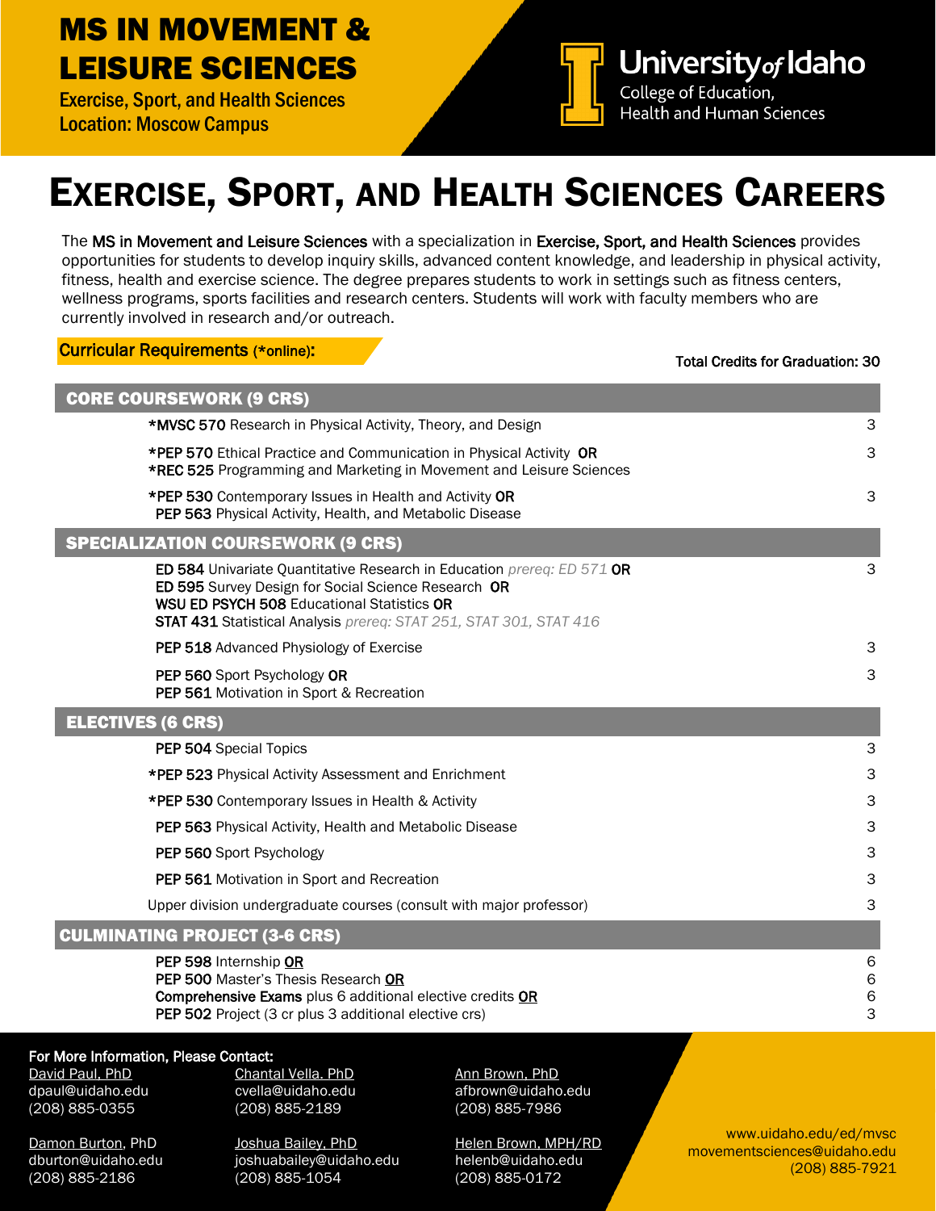# MS IN MOVEMENT & LEISURE SCIENCES

Exercise, Sport, and Health Sciences
Location: Moscow Campus

University of Idaho
College of Education, Health and Human Sciences

# EXERCISE, SPORT, AND HEALTH SCIENCES CAREERS

The **MS in Movement and Leisure Sciences** with a specialization in **Exercise, Sport, and Health Sciences** provides opportunities for students to develop inquiry skills, advanced content knowledge, and leadership in physical activity, fitness, health and exercise science. The degree prepares students to work in settings such as fitness centers, wellness programs, sports facilities and research centers. Students will work with faculty members who are currently involved in research and/or outreach.

**Curricular Requirements (*online):**

**Total Credits for Graduation: 30**

| Course | Credits |
|---|---|
| **CORE COURSEWORK (9 CRS)** | |
| ***MVSC 570** Research in Physical Activity, Theory, and Design | 3 |
| ***PEP 570** Ethical Practice and Communication in Physical Activity **OR**<br>***REC 525** Programming and Marketing in Movement and Leisure Sciences | 3 |
| ***PEP 530** Contemporary Issues in Health and Activity **OR**<br>**PEP 563** Physical Activity, Health, and Metabolic Disease | 3 |
| **SPECIALIZATION COURSEWORK (9 CRS)** | |
| **ED 584** Univariate Quantitative Research in Education *prereq: ED 571* **OR**<br>**ED 595** Survey Design for Social Science Research **OR**<br>**WSU ED PSYCH 508** Educational Statistics **OR**<br>**STAT 431** Statistical Analysis *prereq: STAT 251, STAT 301, STAT 416* | 3 |
| **PEP 518** Advanced Physiology of Exercise | 3 |
| **PEP 560** Sport Psychology **OR**<br>**PEP 561** Motivation in Sport & Recreation | 3 |
| **ELECTIVES (6 CRS)** | |
| **PEP 504** Special Topics | 3 |
| ***PEP 523** Physical Activity Assessment and Enrichment | 3 |
| ***PEP 530** Contemporary Issues in Health & Activity | 3 |
| **PEP 563** Physical Activity, Health and Metabolic Disease | 3 |
| **PEP 560** Sport Psychology | 3 |
| **PEP 561** Motivation in Sport and Recreation | 3 |
| Upper division undergraduate courses (consult with major professor) | 3 |
| **CULMINATING PROJECT (3-6 CRS)** | |
| **PEP 598** Internship **OR** | 6 |
| **PEP 500** Master's Thesis Research **OR** | 6 |
| **Comprehensive Exams** plus 6 additional elective credits **OR** | 6 |
| **PEP 502** Project (3 cr plus 3 additional elective crs) | 3 |

**For More Information, Please Contact:**

David Paul, PhD
dpaul@uidaho.edu
(208) 885-0355

Chantal Vella, PhD
cvella@uidaho.edu
(208) 885-2189

Ann Brown, PhD
afbrown@uidaho.edu
(208) 885-7986

Damon Burton, PhD
dburton@uidaho.edu
(208) 885-2186

Joshua Bailey, PhD
joshuabailey@uidaho.edu
(208) 885-1054

Helen Brown, MPH/RD
helenb@uidaho.edu
(208) 885-0172

www.uidaho.edu/ed/mvsc
movementsciences@uidaho.edu
(208) 885-7921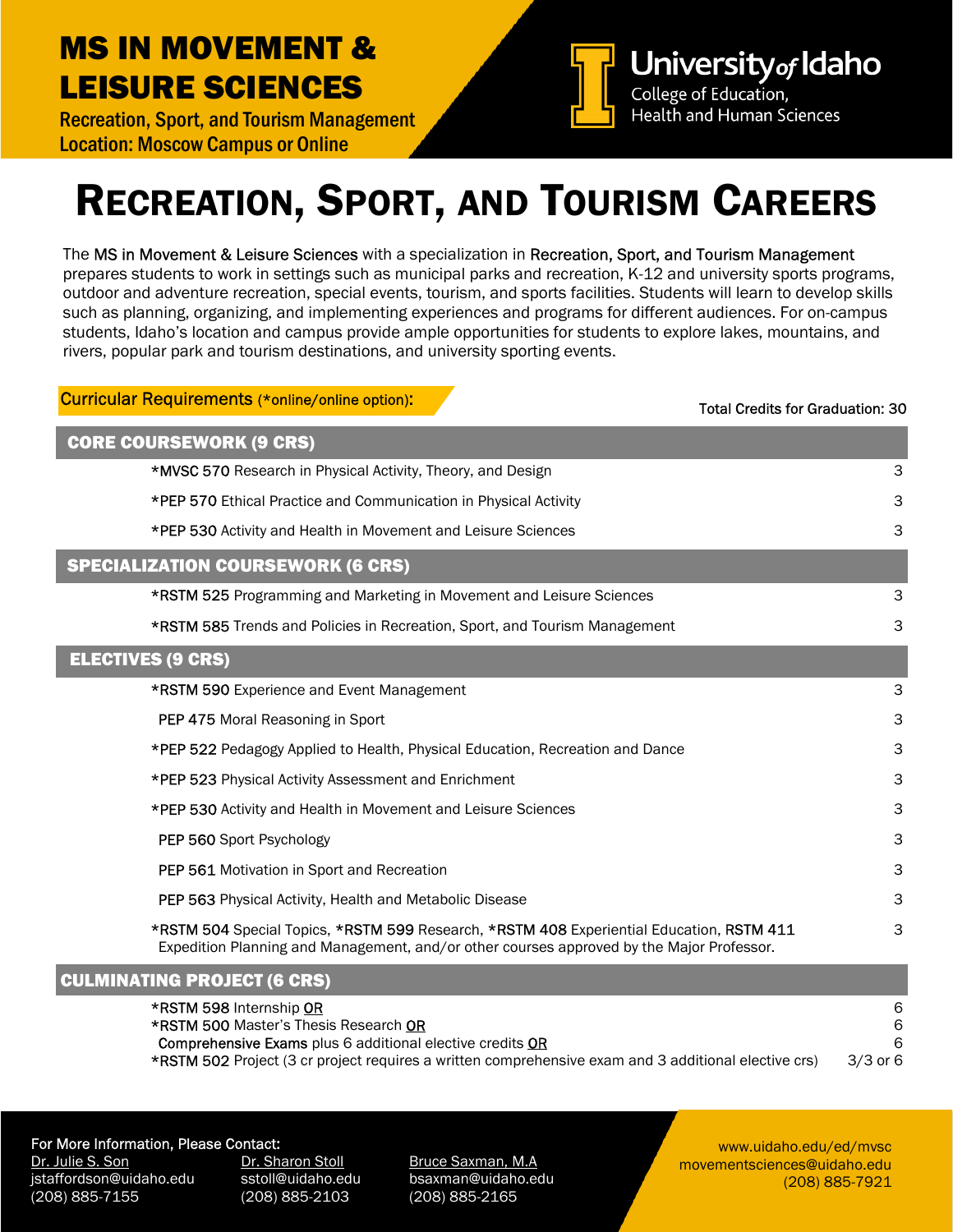# MS IN MOVEMENT & LEISURE SCIENCES

Recreation, Sport, and Tourism Management
Location: Moscow Campus or Online

University of Idaho
College of Education, Health and Human Sciences

# RECREATION, SPORT, AND TOURISM CAREERS

The MS in Movement & Leisure Sciences with a specialization in Recreation, Sport, and Tourism Management prepares students to work in settings such as municipal parks and recreation, K-12 and university sports programs, outdoor and adventure recreation, special events, tourism, and sports facilities. Students will learn to develop skills such as planning, organizing, and implementing experiences and programs for different audiences. For on-campus students, Idaho's location and campus provide ample opportunities for students to explore lakes, mountains, and rivers, popular park and tourism destinations, and university sporting events.

**Curricular Requirements** (*online/online option):

Total Credits for Graduation: 30

| CORE COURSEWORK (9 CRS) | |
|---|---|
| *MVSC 570 Research in Physical Activity, Theory, and Design | 3 |
| *PEP 570 Ethical Practice and Communication in Physical Activity | 3 |
| *PEP 530 Activity and Health in Movement and Leisure Sciences | 3 |
| **SPECIALIZATION COURSEWORK (6 CRS)** | |
| *RSTM 525 Programming and Marketing in Movement and Leisure Sciences | 3 |
| *RSTM 585 Trends and Policies in Recreation, Sport, and Tourism Management | 3 |
| **ELECTIVES (9 CRS)** | |
| *RSTM 590 Experience and Event Management | 3 |
| PEP 475 Moral Reasoning in Sport | 3 |
| *PEP 522 Pedagogy Applied to Health, Physical Education, Recreation and Dance | 3 |
| *PEP 523 Physical Activity Assessment and Enrichment | 3 |
| *PEP 530 Activity and Health in Movement and Leisure Sciences | 3 |
| PEP 560 Sport Psychology | 3 |
| PEP 561 Motivation in Sport and Recreation | 3 |
| PEP 563 Physical Activity, Health and Metabolic Disease | 3 |
| *RSTM 504 Special Topics, *RSTM 599 Research, *RSTM 408 Experiential Education, RSTM 411 Expedition Planning and Management, and/or other courses approved by the Major Professor. | 3 |
| **CULMINATING PROJECT (6 CRS)** | |
| *RSTM 598 Internship OR | 6 |
| *RSTM 500 Master's Thesis Research OR | 6 |
| Comprehensive Exams plus 6 additional elective credits OR | 6 |
| *RSTM 502 Project (3 cr project requires a written comprehensive exam and 3 additional elective crs) | 3/3 or 6 |

For More Information, Please Contact:

Dr. Julie S. Son
jstaffordson@uidaho.edu
(208) 885-7155

Dr. Sharon Stoll
sstoll@uidaho.edu
(208) 885-2103

Bruce Saxman, M.A
bsaxman@uidaho.edu
(208) 885-2165

www.uidaho.edu/ed/mvsc
movementsciences@uidaho.edu
(208) 885-7921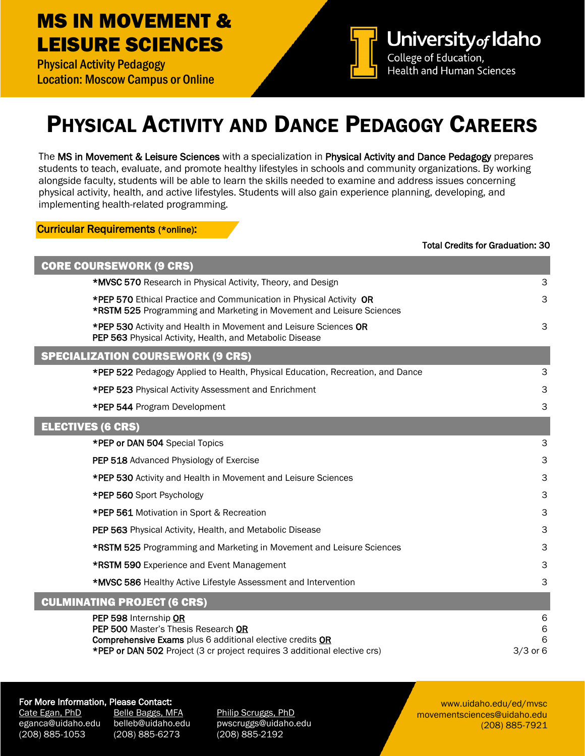# MS IN MOVEMENT & LEISURE SCIENCES

Physical Activity Pedagogy
Location: Moscow Campus or Online

University of Idaho
College of Education, Health and Human Sciences

# Physical Activity and Dance Pedagogy Careers

The MS in Movement & Leisure Sciences with a specialization in Physical Activity and Dance Pedagogy prepares students to teach, evaluate, and promote healthy lifestyles in schools and community organizations. By working alongside faculty, students will be able to learn the skills needed to examine and address issues concerning physical activity, health, and active lifestyles. Students will also gain experience planning, developing, and implementing health-related programming.

## Curricular Requirements (*online):

Total Credits for Graduation: 30

| CORE COURSEWORK (9 CRS) | |
|---|---|
| ***MVSC 570** Research in Physical Activity, Theory, and Design | 3 |
| ***PEP 570** Ethical Practice and Communication in Physical Activity **OR**<br>***RSTM 525** Programming and Marketing in Movement and Leisure Sciences | 3 |
| ***PEP 530** Activity and Health in Movement and Leisure Sciences **OR**<br>**PEP 563** Physical Activity, Health, and Metabolic Disease | 3 |
| **SPECIALIZATION COURSEWORK (9 CRS)** | |
| ***PEP 522** Pedagogy Applied to Health, Physical Education, Recreation, and Dance | 3 |
| ***PEP 523** Physical Activity Assessment and Enrichment | 3 |
| ***PEP 544** Program Development | 3 |
| **ELECTIVES (6 CRS)** | |
| ***PEP or DAN 504** Special Topics | 3 |
| **PEP 518** Advanced Physiology of Exercise | 3 |
| ***PEP 530** Activity and Health in Movement and Leisure Sciences | 3 |
| ***PEP 560** Sport Psychology | 3 |
| ***PEP 561** Motivation in Sport & Recreation | 3 |
| **PEP 563** Physical Activity, Health, and Metabolic Disease | 3 |
| ***RSTM 525** Programming and Marketing in Movement and Leisure Sciences | 3 |
| ***RSTM 590** Experience and Event Management | 3 |
| ***MVSC 586** Healthy Active Lifestyle Assessment and Intervention | 3 |
| **CULMINATING PROJECT (6 CRS)** | |
| **PEP 598** Internship **OR**<br>**PEP 500** Master's Thesis Research **OR**<br>**Comprehensive Exams** plus 6 additional elective credits **OR**<br>***PEP or DAN 502** Project (3 cr project requires 3 additional elective crs) | 6<br>6<br>6<br>3/3 or 6 |

**For More Information, Please Contact:**

Cate Egan, PhD
eganca@uidaho.edu
(208) 885-1053

Belle Baggs, MFA
belleb@uidaho.edu
(208) 885-6273

Philip Scruggs, PhD
pwscruggs@uidaho.edu
(208) 885-2192

www.uidaho.edu/ed/mvsc
movementsciences@uidaho.edu
(208) 885-7921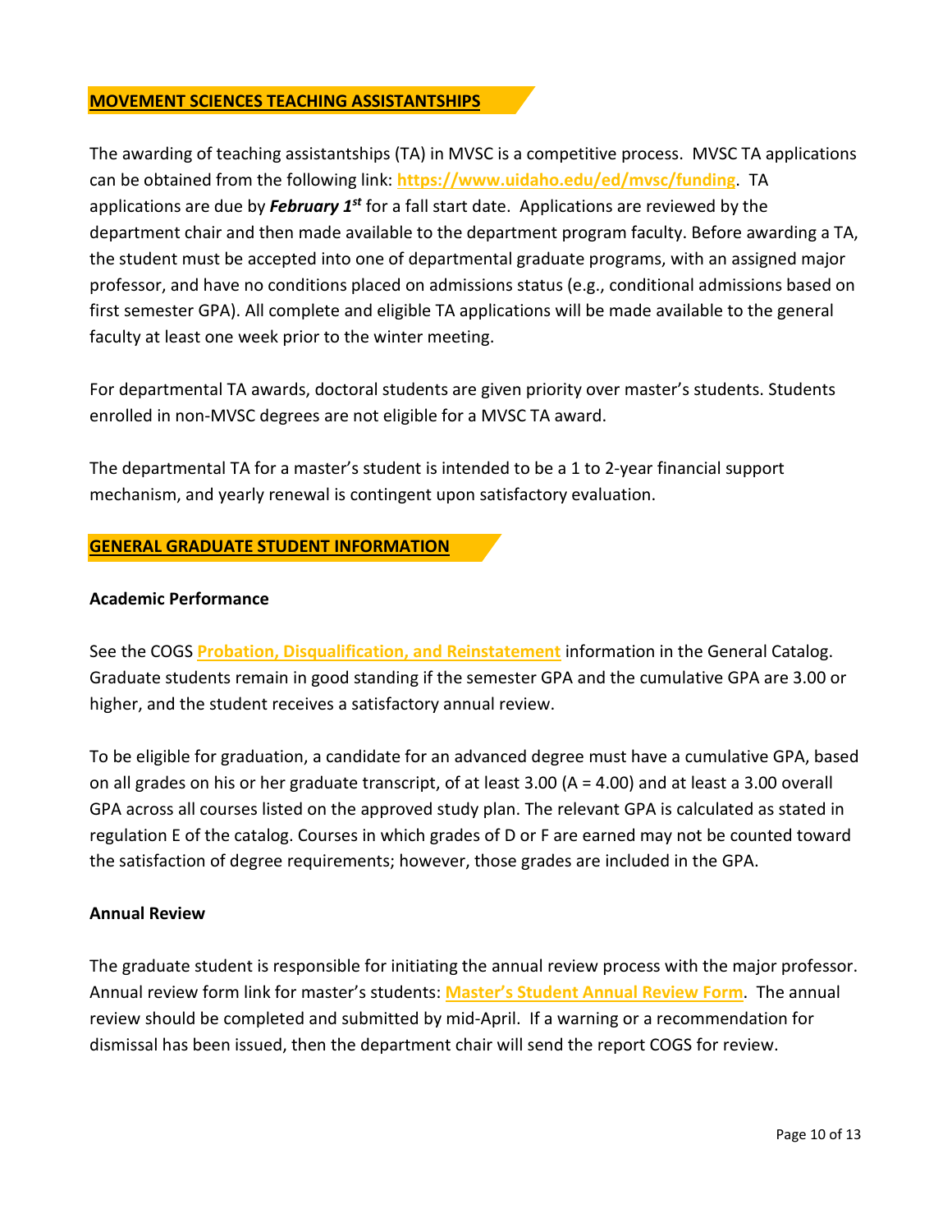## MOVEMENT SCIENCES TEACHING ASSISTANTSHIPS

The awarding of teaching assistantships (TA) in MVSC is a competitive process. MVSC TA applications can be obtained from the following link: **https://www.uidaho.edu/ed/mvsc/funding**. TA applications are due by ***February 1st*** for a fall start date. Applications are reviewed by the department chair and then made available to the department program faculty. Before awarding a TA, the student must be accepted into one of departmental graduate programs, with an assigned major professor, and have no conditions placed on admissions status (e.g., conditional admissions based on first semester GPA). All complete and eligible TA applications will be made available to the general faculty at least one week prior to the winter meeting.

For departmental TA awards, doctoral students are given priority over master's students. Students enrolled in non-MVSC degrees are not eligible for a MVSC TA award.

The departmental TA for a master's student is intended to be a 1 to 2-year financial support mechanism, and yearly renewal is contingent upon satisfactory evaluation.

## GENERAL GRADUATE STUDENT INFORMATION

### Academic Performance

See the COGS **Probation, Disqualification, and Reinstatement** information in the General Catalog. Graduate students remain in good standing if the semester GPA and the cumulative GPA are 3.00 or higher, and the student receives a satisfactory annual review.

To be eligible for graduation, a candidate for an advanced degree must have a cumulative GPA, based on all grades on his or her graduate transcript, of at least 3.00 (A = 4.00) and at least a 3.00 overall GPA across all courses listed on the approved study plan. The relevant GPA is calculated as stated in regulation E of the catalog. Courses in which grades of D or F are earned may not be counted toward the satisfaction of degree requirements; however, those grades are included in the GPA.

### Annual Review

The graduate student is responsible for initiating the annual review process with the major professor. Annual review form link for master's students: **Master's Student Annual Review Form**. The annual review should be completed and submitted by mid-April. If a warning or a recommendation for dismissal has been issued, then the department chair will send the report COGS for review.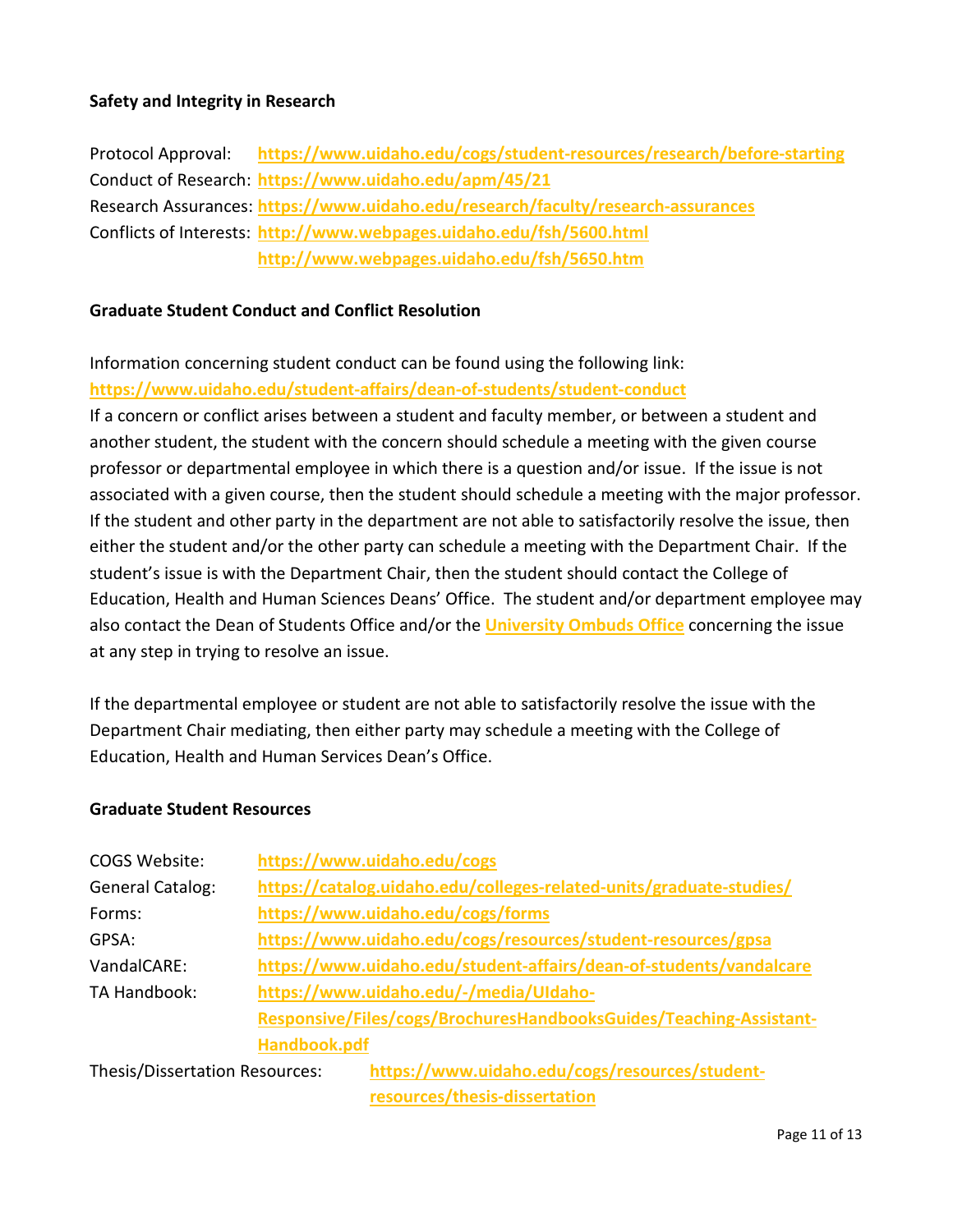**Safety and Integrity in Research**

Protocol Approval: **https://www.uidaho.edu/cogs/student-resources/research/before-starting**
Conduct of Research: **https://www.uidaho.edu/apm/45/21**
Research Assurances: **https://www.uidaho.edu/research/faculty/research-assurances**
Conflicts of Interests: **http://www.webpages.uidaho.edu/fsh/5600.html**
**http://www.webpages.uidaho.edu/fsh/5650.htm**

**Graduate Student Conduct and Conflict Resolution**

Information concerning student conduct can be found using the following link:
**https://www.uidaho.edu/student-affairs/dean-of-students/student-conduct**
If a concern or conflict arises between a student and faculty member, or between a student and another student, the student with the concern should schedule a meeting with the given course professor or departmental employee in which there is a question and/or issue. If the issue is not associated with a given course, then the student should schedule a meeting with the major professor. If the student and other party in the department are not able to satisfactorily resolve the issue, then either the student and/or the other party can schedule a meeting with the Department Chair. If the student's issue is with the Department Chair, then the student should contact the College of Education, Health and Human Sciences Deans' Office. The student and/or department employee may also contact the Dean of Students Office and/or the **University Ombuds Office** concerning the issue at any step in trying to resolve an issue.

If the departmental employee or student are not able to satisfactorily resolve the issue with the Department Chair mediating, then either party may schedule a meeting with the College of Education, Health and Human Services Dean's Office.

**Graduate Student Resources**

COGS Website: **https://www.uidaho.edu/cogs**
General Catalog: **https://catalog.uidaho.edu/colleges-related-units/graduate-studies/**
Forms: **https://www.uidaho.edu/cogs/forms**
GPSA: **https://www.uidaho.edu/cogs/resources/student-resources/gpsa**
VandalCARE: **https://www.uidaho.edu/student-affairs/dean-of-students/vandalcare**
TA Handbook: **https://www.uidaho.edu/-/media/UIdaho-Responsive/Files/cogs/BrochuresHandbooksGuides/Teaching-Assistant-Handbook.pdf**
Thesis/Dissertation Resources: **https://www.uidaho.edu/cogs/resources/student-resources/thesis-dissertation**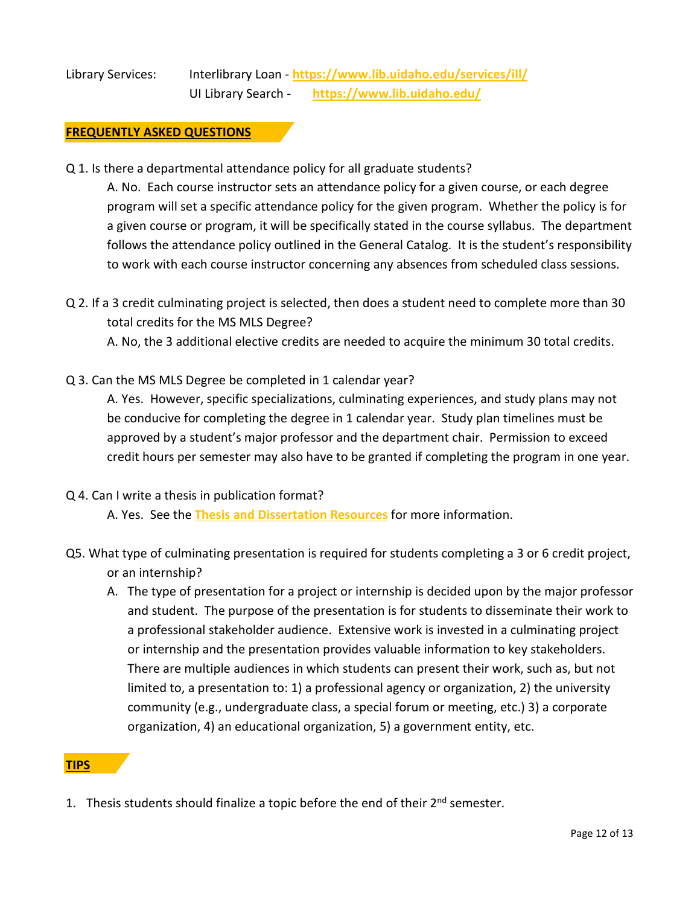Library Services: Interlibrary Loan - [https://www.lib.uidaho.edu/services/ill/](https://www.lib.uidaho.edu/services/ill/)
UI Library Search - [https://www.lib.uidaho.edu/](https://www.lib.uidaho.edu/)

## FREQUENTLY ASKED QUESTIONS

Q 1. Is there a departmental attendance policy for all graduate students?

A. No. Each course instructor sets an attendance policy for a given course, or each degree program will set a specific attendance policy for the given program. Whether the policy is for a given course or program, it will be specifically stated in the course syllabus. The department follows the attendance policy outlined in the General Catalog. It is the student's responsibility to work with each course instructor concerning any absences from scheduled class sessions.

Q 2. If a 3 credit culminating project is selected, then does a student need to complete more than 30 total credits for the MS MLS Degree?

A. No, the 3 additional elective credits are needed to acquire the minimum 30 total credits.

Q 3. Can the MS MLS Degree be completed in 1 calendar year?

A. Yes. However, specific specializations, culminating experiences, and study plans may not be conducive for completing the degree in 1 calendar year. Study plan timelines must be approved by a student's major professor and the department chair. Permission to exceed credit hours per semester may also have to be granted if completing the program in one year.

Q 4. Can I write a thesis in publication format?

A. Yes. See the Thesis and Dissertation Resources for more information.

Q5. What type of culminating presentation is required for students completing a 3 or 6 credit project, or an internship?

A. The type of presentation for a project or internship is decided upon by the major professor and student. The purpose of the presentation is for students to disseminate their work to a professional stakeholder audience. Extensive work is invested in a culminating project or internship and the presentation provides valuable information to key stakeholders. There are multiple audiences in which students can present their work, such as, but not limited to, a presentation to: 1) a professional agency or organization, 2) the university community (e.g., undergraduate class, a special forum or meeting, etc.) 3) a corporate organization, 4) an educational organization, 5) a government entity, etc.

## TIPS

1. Thesis students should finalize a topic before the end of their 2nd semester.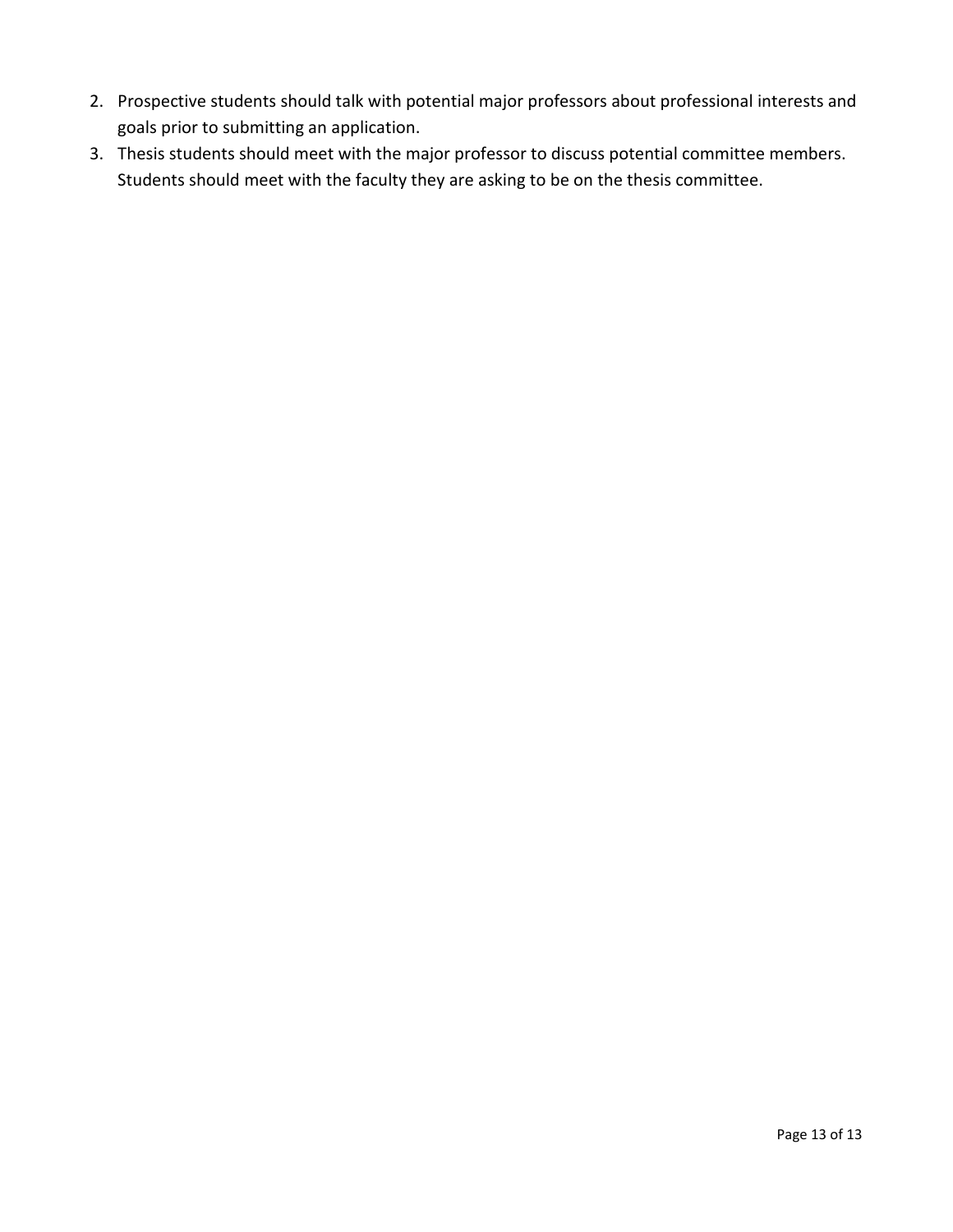2. Prospective students should talk with potential major professors about professional interests and goals prior to submitting an application.
3. Thesis students should meet with the major professor to discuss potential committee members. Students should meet with the faculty they are asking to be on the thesis committee.